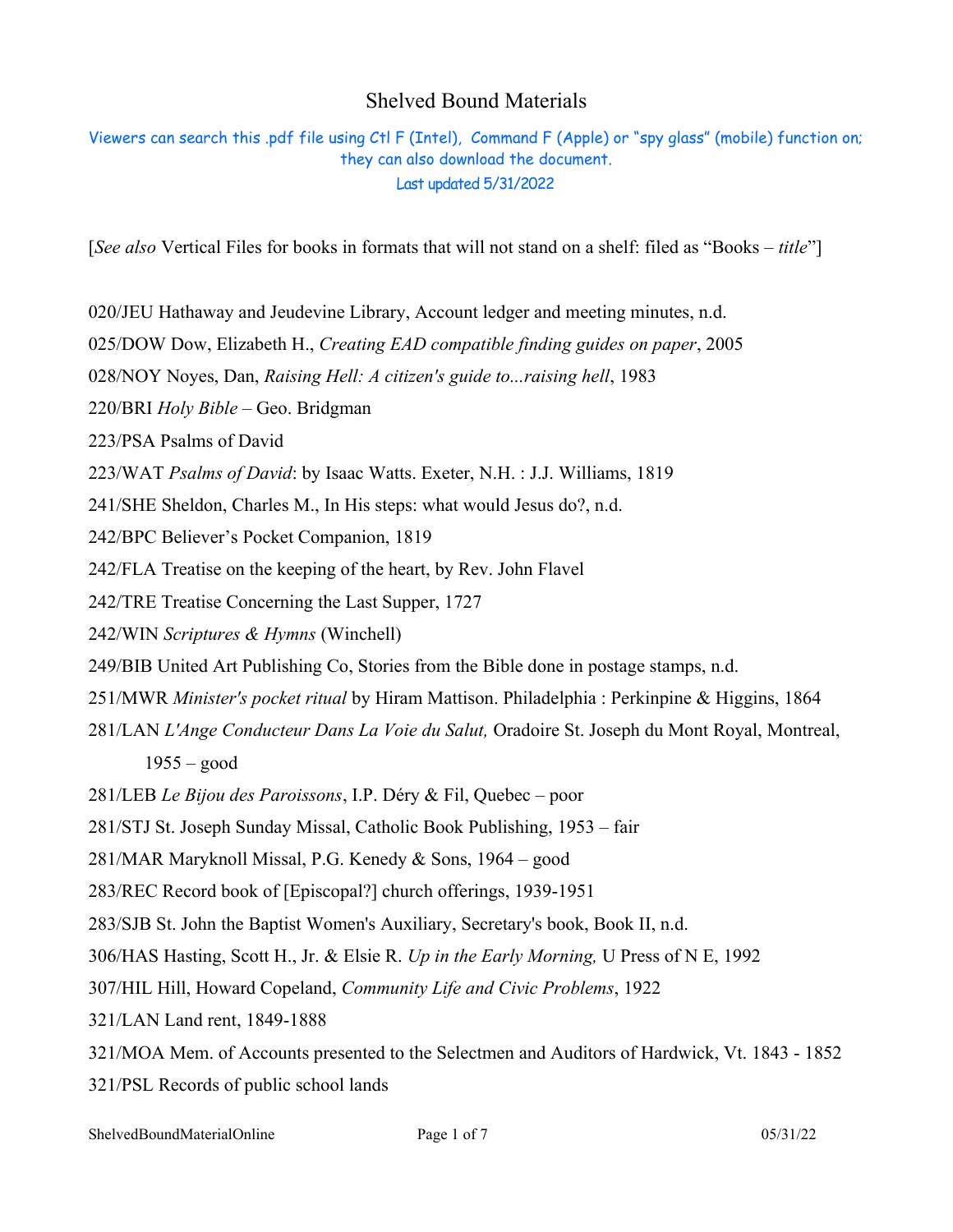# Shelved Bound Materials

Viewers can search this .pdf file using Ctl F (Intel), Command F (Apple) or "spy glass" (mobile) function on; they can also download the document.
Last updated 5/31/2022

[*See also* Vertical Files for books in formats that will not stand on a shelf: filed as "Books – *title*"]

020/JEU Hathaway and Jeudevine Library, Account ledger and meeting minutes, n.d.

025/DOW Dow, Elizabeth H., *Creating EAD compatible finding guides on paper*, 2005

028/NOY Noyes, Dan, *Raising Hell: A citizen's guide to...raising hell*, 1983

220/BRI *Holy Bible* – Geo. Bridgman

223/PSA Psalms of David

223/WAT *Psalms of David*: by Isaac Watts. Exeter, N.H. : J.J. Williams, 1819

241/SHE Sheldon, Charles M., In His steps: what would Jesus do?, n.d.

242/BPC Believer's Pocket Companion, 1819

242/FLA Treatise on the keeping of the heart, by Rev. John Flavel

242/TRE Treatise Concerning the Last Supper, 1727

242/WIN *Scriptures & Hymns* (Winchell)

249/BIB United Art Publishing Co, Stories from the Bible done in postage stamps, n.d.

251/MWR *Minister's pocket ritual* by Hiram Mattison. Philadelphia : Perkinpine & Higgins, 1864

281/LAN *L'Ange Conducteur Dans La Voie du Salut,* Oradoire St. Joseph du Mont Royal, Montreal, 1955 – good

281/LEB *Le Bijou des Paroissons*, I.P. Déry & Fil, Quebec – poor

281/STJ St. Joseph Sunday Missal, Catholic Book Publishing, 1953 – fair

281/MAR Maryknoll Missal, P.G. Kenedy & Sons, 1964 – good

283/REC Record book of [Episcopal?] church offerings, 1939-1951

283/SJB St. John the Baptist Women's Auxiliary, Secretary's book, Book II, n.d.

306/HAS Hasting, Scott H., Jr. & Elsie R. *Up in the Early Morning,* U Press of N E, 1992

307/HIL Hill, Howard Copeland, *Community Life and Civic Problems*, 1922

321/LAN Land rent, 1849-1888

321/MOA Mem. of Accounts presented to the Selectmen and Auditors of Hardwick, Vt. 1843 - 1852

321/PSL Records of public school lands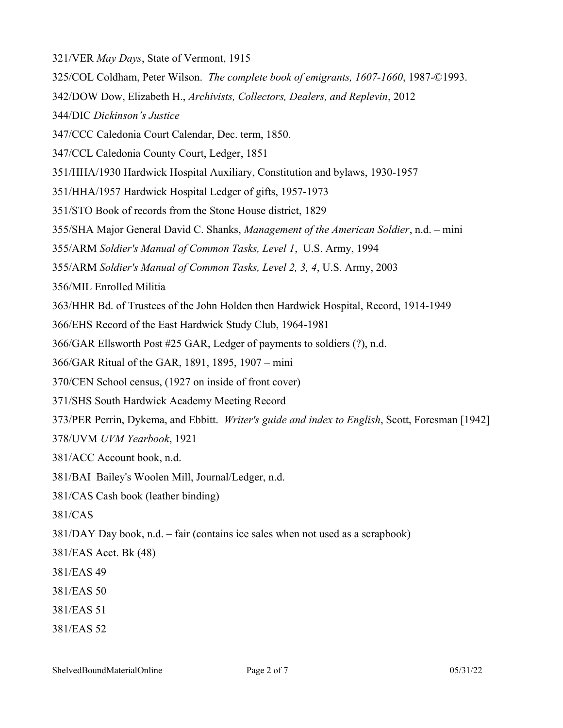321/VER *May Days*, State of Vermont, 1915

325/COL Coldham, Peter Wilson. *The complete book of emigrants, 1607-1660*, 1987-©1993.

342/DOW Dow, Elizabeth H., *Archivists, Collectors, Dealers, and Replevin*, 2012

344/DIC *Dickinson's Justice*

347/CCC Caledonia Court Calendar, Dec. term, 1850.

347/CCL Caledonia County Court, Ledger, 1851

351/HHA/1930 Hardwick Hospital Auxiliary, Constitution and bylaws, 1930-1957

351/HHA/1957 Hardwick Hospital Ledger of gifts, 1957-1973

351/STO Book of records from the Stone House district, 1829

355/SHA Major General David C. Shanks, *Management of the American Soldier*, n.d. – mini

355/ARM *Soldier's Manual of Common Tasks, Level 1*, U.S. Army, 1994

355/ARM *Soldier's Manual of Common Tasks, Level 2, 3, 4*, U.S. Army, 2003

356/MIL Enrolled Militia

363/HHR Bd. of Trustees of the John Holden then Hardwick Hospital, Record, 1914-1949

366/EHS Record of the East Hardwick Study Club, 1964-1981

366/GAR Ellsworth Post #25 GAR, Ledger of payments to soldiers (?), n.d.

366/GAR Ritual of the GAR, 1891, 1895, 1907 – mini

370/CEN School census, (1927 on inside of front cover)

371/SHS South Hardwick Academy Meeting Record

373/PER Perrin, Dykema, and Ebbitt. *Writer's guide and index to English*, Scott, Foresman [1942]

378/UVM *UVM Yearbook*, 1921

381/ACC Account book, n.d.

381/BAI Bailey's Woolen Mill, Journal/Ledger, n.d.

381/CAS Cash book (leather binding)

381/CAS

381/DAY Day book, n.d. – fair (contains ice sales when not used as a scrapbook)

381/EAS Acct. Bk (48)

381/EAS 49

381/EAS 50

381/EAS 51

381/EAS 52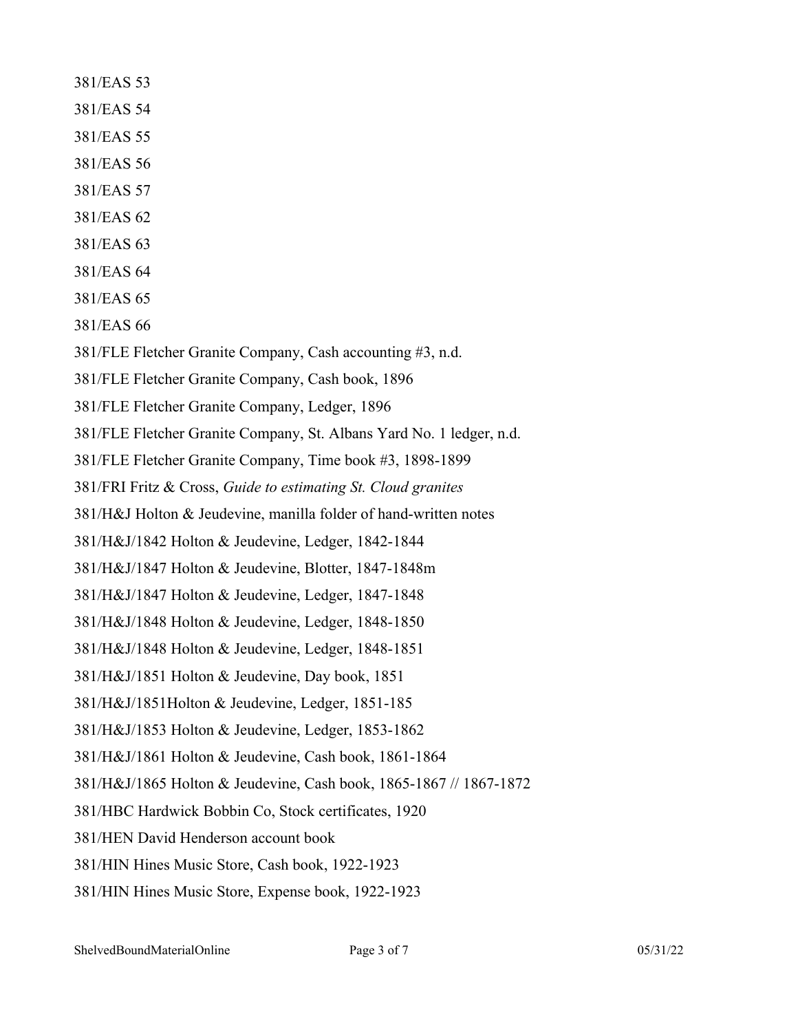381/EAS 53

381/EAS 54

381/EAS 55

381/EAS 56

381/EAS 57

381/EAS 62

381/EAS 63

381/EAS 64

381/EAS 65

381/EAS 66

381/FLE Fletcher Granite Company, Cash accounting #3, n.d.

381/FLE Fletcher Granite Company, Cash book, 1896

381/FLE Fletcher Granite Company, Ledger, 1896

381/FLE Fletcher Granite Company, St. Albans Yard No. 1 ledger, n.d.

381/FLE Fletcher Granite Company, Time book #3, 1898-1899

381/FRI Fritz & Cross, *Guide to estimating St. Cloud granites*

381/H&J Holton & Jeudevine, manilla folder of hand-written notes

381/H&J/1842 Holton & Jeudevine, Ledger, 1842-1844

381/H&J/1847 Holton & Jeudevine, Blotter, 1847-1848m

381/H&J/1847 Holton & Jeudevine, Ledger, 1847-1848

381/H&J/1848 Holton & Jeudevine, Ledger, 1848-1850

381/H&J/1848 Holton & Jeudevine, Ledger, 1848-1851

381/H&J/1851 Holton & Jeudevine, Day book, 1851

381/H&J/1851Holton & Jeudevine, Ledger, 1851-185

381/H&J/1853 Holton & Jeudevine, Ledger, 1853-1862

381/H&J/1861 Holton & Jeudevine, Cash book, 1861-1864

381/H&J/1865 Holton & Jeudevine, Cash book, 1865-1867 // 1867-1872

381/HBC Hardwick Bobbin Co, Stock certificates, 1920

381/HEN David Henderson account book

381/HIN Hines Music Store, Cash book, 1922-1923

381/HIN Hines Music Store, Expense book, 1922-1923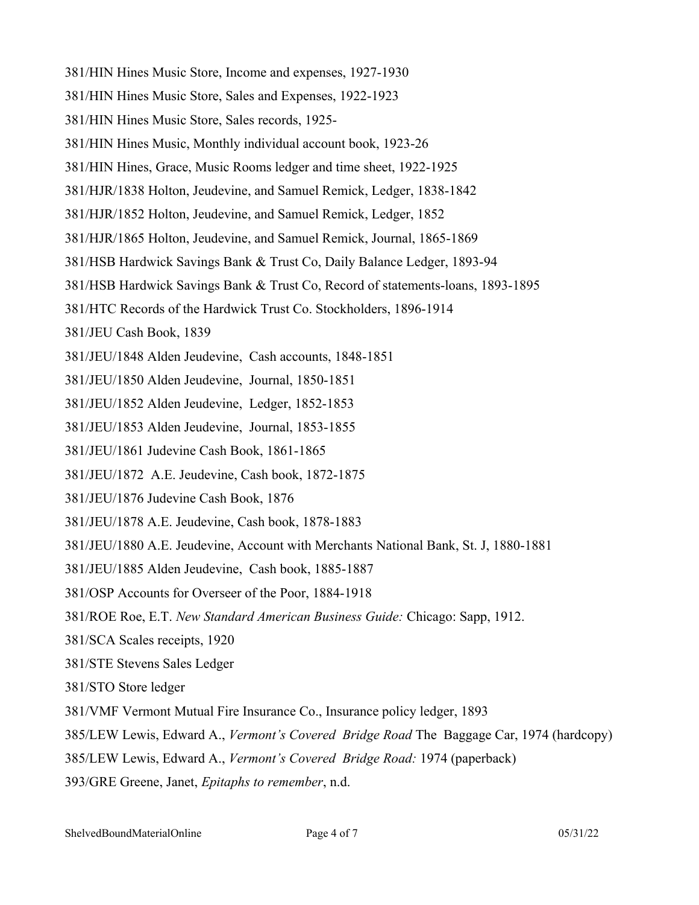381/HIN Hines Music Store, Income and expenses, 1927-1930

381/HIN Hines Music Store, Sales and Expenses, 1922-1923

381/HIN Hines Music Store, Sales records, 1925-

381/HIN Hines Music, Monthly individual account book, 1923-26

381/HIN Hines, Grace, Music Rooms ledger and time sheet, 1922-1925

381/HJR/1838 Holton, Jeudevine, and Samuel Remick, Ledger, 1838-1842

381/HJR/1852 Holton, Jeudevine, and Samuel Remick, Ledger, 1852

381/HJR/1865 Holton, Jeudevine, and Samuel Remick, Journal, 1865-1869

381/HSB Hardwick Savings Bank & Trust Co, Daily Balance Ledger, 1893-94

381/HSB Hardwick Savings Bank & Trust Co, Record of statements-loans, 1893-1895

381/HTC Records of the Hardwick Trust Co. Stockholders, 1896-1914

381/JEU Cash Book, 1839

381/JEU/1848 Alden Jeudevine, Cash accounts, 1848-1851

381/JEU/1850 Alden Jeudevine, Journal, 1850-1851

381/JEU/1852 Alden Jeudevine, Ledger, 1852-1853

381/JEU/1853 Alden Jeudevine, Journal, 1853-1855

381/JEU/1861 Judevine Cash Book, 1861-1865

381/JEU/1872 A.E. Jeudevine, Cash book, 1872-1875

381/JEU/1876 Judevine Cash Book, 1876

381/JEU/1878 A.E. Jeudevine, Cash book, 1878-1883

381/JEU/1880 A.E. Jeudevine, Account with Merchants National Bank, St. J, 1880-1881

381/JEU/1885 Alden Jeudevine, Cash book, 1885-1887

381/OSP Accounts for Overseer of the Poor, 1884-1918

381/ROE Roe, E.T. *New Standard American Business Guide:* Chicago: Sapp, 1912.

381/SCA Scales receipts, 1920

381/STE Stevens Sales Ledger

381/STO Store ledger

381/VMF Vermont Mutual Fire Insurance Co., Insurance policy ledger, 1893

385/LEW Lewis, Edward A., *Vermont's Covered Bridge Road* The Baggage Car, 1974 (hardcopy)

385/LEW Lewis, Edward A., *Vermont's Covered Bridge Road:* 1974 (paperback)

393/GRE Greene, Janet, *Epitaphs to remember*, n.d.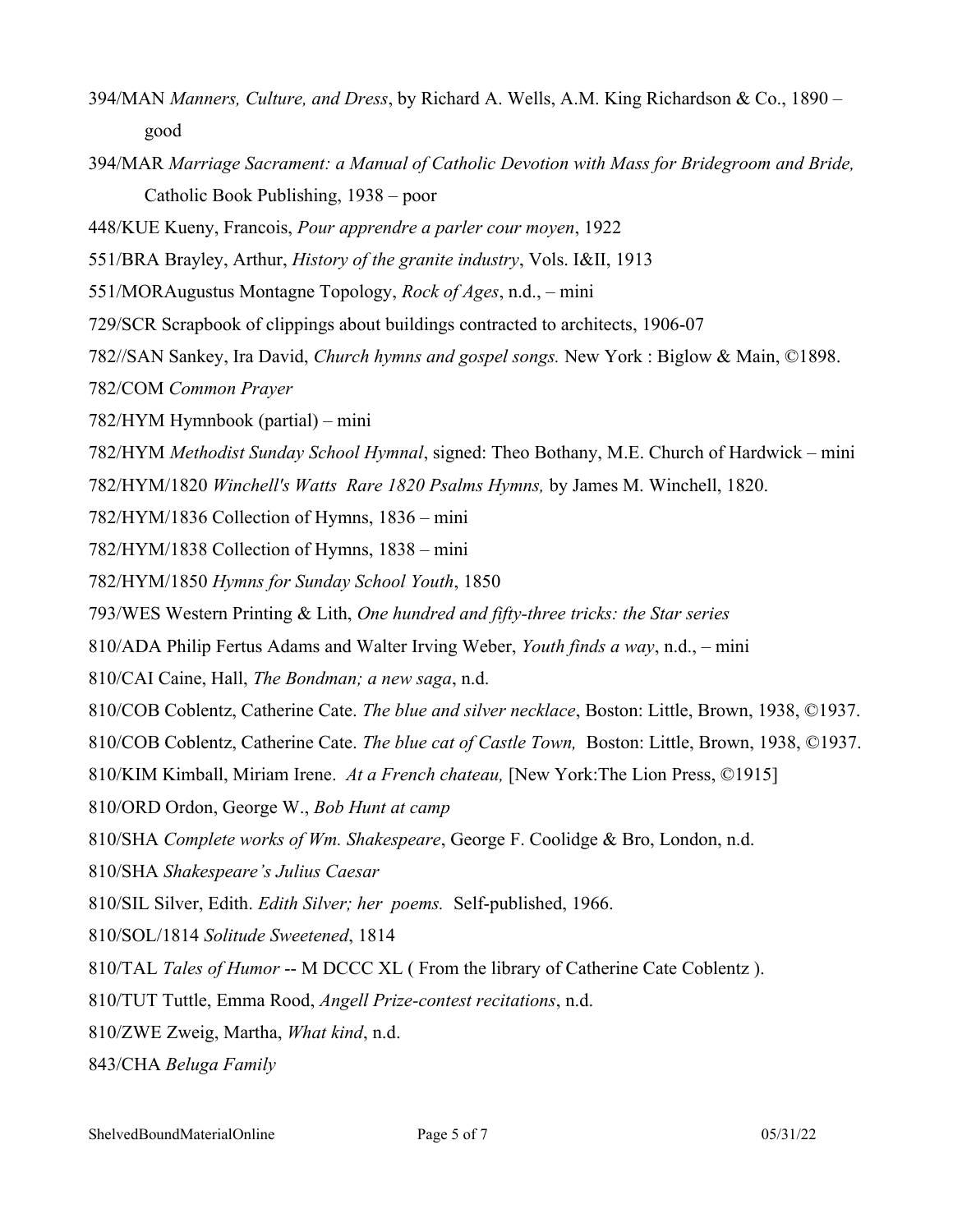394/MAN *Manners, Culture, and Dress*, by Richard A. Wells, A.M. King Richardson & Co., 1890 – good

394/MAR *Marriage Sacrament: a Manual of Catholic Devotion with Mass for Bridegroom and Bride,* Catholic Book Publishing, 1938 – poor

448/KUE Kueny, Francois, *Pour apprendre a parler cour moyen*, 1922

551/BRA Brayley, Arthur, *History of the granite industry*, Vols. I&II, 1913

551/MORAugustus Montagne Topology, *Rock of Ages*, n.d., – mini

729/SCR Scrapbook of clippings about buildings contracted to architects, 1906-07

782//SAN Sankey, Ira David, *Church hymns and gospel songs.* New York : Biglow & Main, ©1898.

782/COM *Common Prayer*

782/HYM Hymnbook (partial) – mini

782/HYM *Methodist Sunday School Hymnal*, signed: Theo Bothany, M.E. Church of Hardwick – mini

782/HYM/1820 *Winchell's Watts Rare 1820 Psalms Hymns,* by James M. Winchell, 1820.

782/HYM/1836 Collection of Hymns, 1836 – mini

782/HYM/1838 Collection of Hymns, 1838 – mini

782/HYM/1850 *Hymns for Sunday School Youth*, 1850

793/WES Western Printing & Lith, *One hundred and fifty-three tricks: the Star series*

810/ADA Philip Fertus Adams and Walter Irving Weber, *Youth finds a way*, n.d., – mini

810/CAI Caine, Hall, *The Bondman; a new saga*, n.d.

810/COB Coblentz, Catherine Cate. *The blue and silver necklace*, Boston: Little, Brown, 1938, ©1937.

810/COB Coblentz, Catherine Cate. *The blue cat of Castle Town,* Boston: Little, Brown, 1938, ©1937.

810/KIM Kimball, Miriam Irene. *At a French chateau,* [New York:The Lion Press, ©1915]

810/ORD Ordon, George W., *Bob Hunt at camp*

810/SHA *Complete works of Wm. Shakespeare*, George F. Coolidge & Bro, London, n.d.

810/SHA *Shakespeare's Julius Caesar*

810/SIL Silver, Edith. *Edith Silver; her poems.* Self-published, 1966.

810/SOL/1814 *Solitude Sweetened*, 1814

810/TAL *Tales of Humor* -- M DCCC XL ( From the library of Catherine Cate Coblentz ).

810/TUT Tuttle, Emma Rood, *Angell Prize-contest recitations*, n.d.

810/ZWE Zweig, Martha, *What kind*, n.d.

843/CHA *Beluga Family*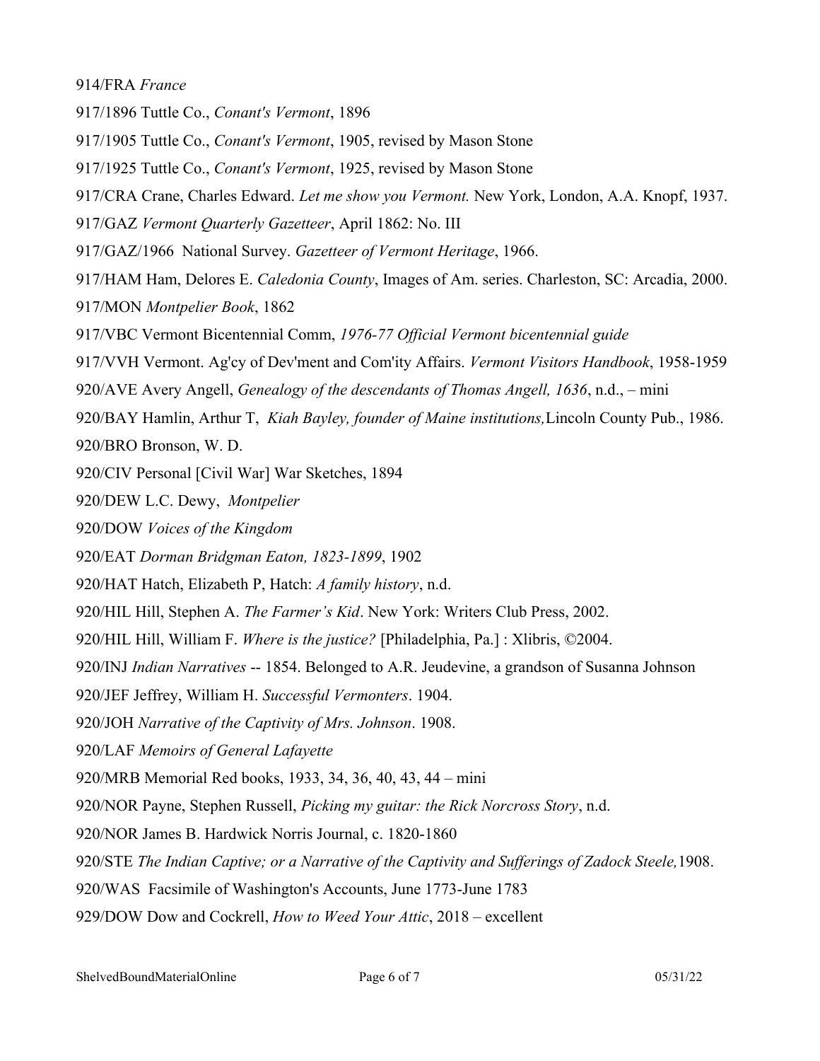914/FRA *France*

917/1896 Tuttle Co., *Conant's Vermont*, 1896

917/1905 Tuttle Co., *Conant's Vermont*, 1905, revised by Mason Stone

917/1925 Tuttle Co., *Conant's Vermont*, 1925, revised by Mason Stone

917/CRA Crane, Charles Edward. *Let me show you Vermont.* New York, London, A.A. Knopf, 1937.

917/GAZ *Vermont Quarterly Gazetteer*, April 1862: No. III

917/GAZ/1966 National Survey. *Gazetteer of Vermont Heritage*, 1966.

917/HAM Ham, Delores E. *Caledonia County*, Images of Am. series. Charleston, SC: Arcadia, 2000.

917/MON *Montpelier Book*, 1862

917/VBC Vermont Bicentennial Comm, *1976-77 Official Vermont bicentennial guide*

917/VVH Vermont. Ag'cy of Dev'ment and Com'ity Affairs. *Vermont Visitors Handbook*, 1958-1959

920/AVE Avery Angell, *Genealogy of the descendants of Thomas Angell, 1636*, n.d., – mini

920/BAY Hamlin, Arthur T, *Kiah Bayley, founder of Maine institutions,* Lincoln County Pub., 1986.

920/BRO Bronson, W. D.

920/CIV Personal [Civil War] War Sketches, 1894

920/DEW L.C. Dewy, *Montpelier*

920/DOW *Voices of the Kingdom*

920/EAT *Dorman Bridgman Eaton, 1823-1899*, 1902

920/HAT Hatch, Elizabeth P, Hatch: *A family history*, n.d.

920/HIL Hill, Stephen A. *The Farmer's Kid*. New York: Writers Club Press, 2002.

920/HIL Hill, William F. *Where is the justice?* [Philadelphia, Pa.] : Xlibris, ©2004.

920/INJ *Indian Narratives* -- 1854. Belonged to A.R. Jeudevine, a grandson of Susanna Johnson

920/JEF Jeffrey, William H. *Successful Vermonters*. 1904.

920/JOH *Narrative of the Captivity of Mrs. Johnson*. 1908.

920/LAF *Memoirs of General Lafayette*

920/MRB Memorial Red books, 1933, 34, 36, 40, 43, 44 – mini

920/NOR Payne, Stephen Russell, *Picking my guitar: the Rick Norcross Story*, n.d.

920/NOR James B. Hardwick Norris Journal, c. 1820-1860

920/STE *The Indian Captive; or a Narrative of the Captivity and Sufferings of Zadock Steele,* 1908.

920/WAS Facsimile of Washington's Accounts, June 1773-June 1783

929/DOW Dow and Cockrell, *How to Weed Your Attic*, 2018 – excellent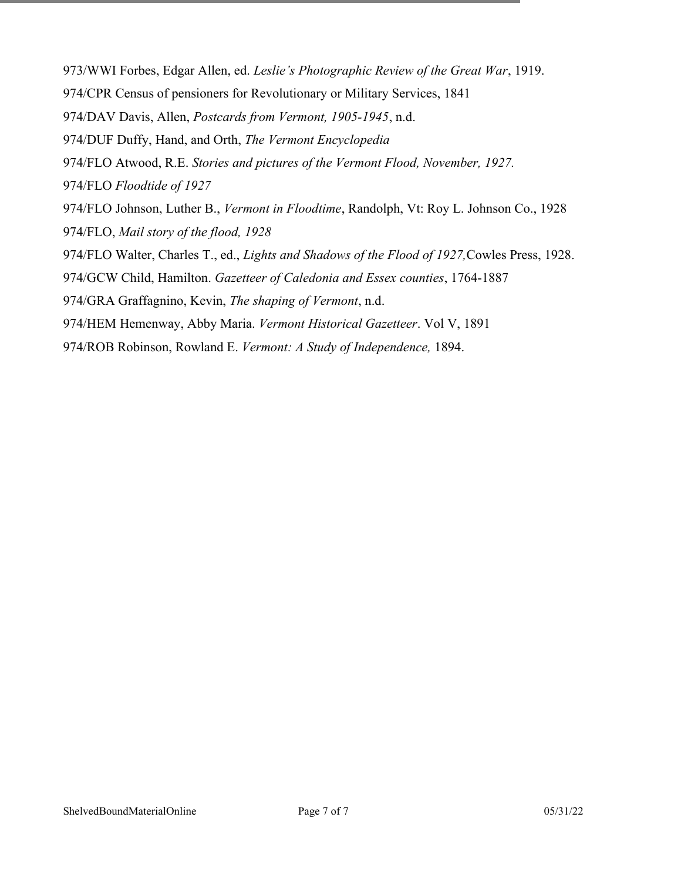973/WWI Forbes, Edgar Allen, ed. *Leslie's Photographic Review of the Great War*, 1919.

974/CPR Census of pensioners for Revolutionary or Military Services, 1841

974/DAV Davis, Allen, *Postcards from Vermont, 1905-1945*, n.d.

974/DUF Duffy, Hand, and Orth, *The Vermont Encyclopedia*

974/FLO Atwood, R.E. *Stories and pictures of the Vermont Flood, November, 1927.*

974/FLO *Floodtide of 1927*

974/FLO Johnson, Luther B., *Vermont in Floodtime*, Randolph, Vt: Roy L. Johnson Co., 1928

974/FLO, *Mail story of the flood, 1928*

974/FLO Walter, Charles T., ed., *Lights and Shadows of the Flood of 1927,* Cowles Press, 1928.

974/GCW Child, Hamilton. *Gazetteer of Caledonia and Essex counties*, 1764-1887

974/GRA Graffagnino, Kevin, *The shaping of Vermont*, n.d.

974/HEM Hemenway, Abby Maria. *Vermont Historical Gazetteer*. Vol V, 1891

974/ROB Robinson, Rowland E. *Vermont: A Study of Independence,* 1894.